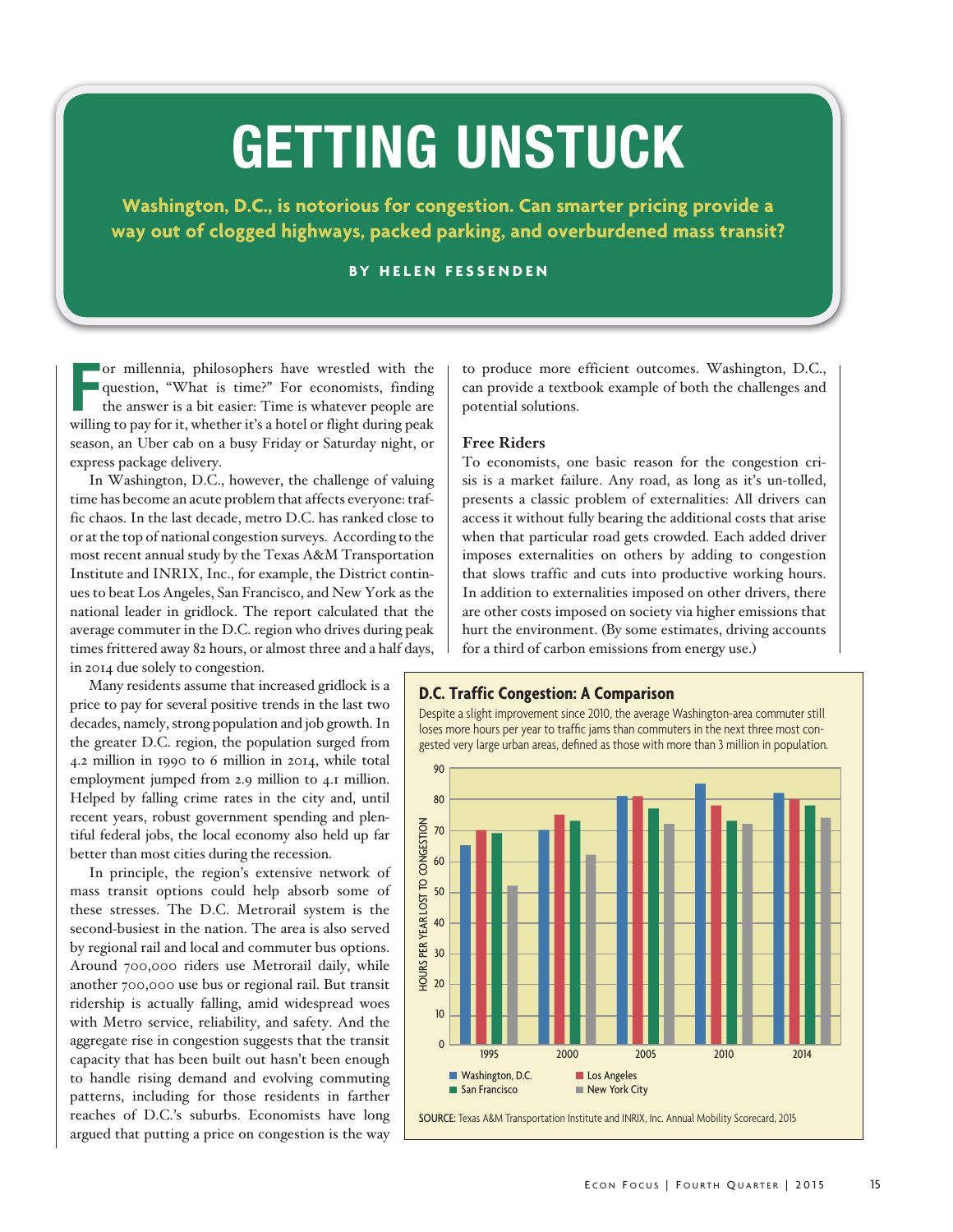# GETTING UNSTUCK

**Washington, D.C., is notorious for congestion. Can smarter pricing provide a way out of clogged highways, packed parking, and overburdened mass transit?**

**BY HELEN FESSENDEN**

For millennia, philosophers have wrestled with the question, "What is time?" For economists, finding the answer is a bit easier: Time is whatever people are willing to pay for it, whether it's a hotel or flight during peak season, an Uber cab on a busy Friday or Saturday night, or express package delivery.

In Washington, D.C., however, the challenge of valuing time has become an acute problem that affects everyone: traffic chaos. In the last decade, metro D.C. has ranked close to or at the top of national congestion surveys. According to the most recent annual study by the Texas A&M Transportation Institute and INRIX, Inc., for example, the District continues to beat Los Angeles, San Francisco, and New York as the national leader in gridlock. The report calculated that the average commuter in the D.C. region who drives during peak times frittered away 82 hours, or almost three and a half days, in 2014 due solely to congestion.

Many residents assume that increased gridlock is a price to pay for several positive trends in the last two decades, namely, strong population and job growth. In the greater D.C. region, the population surged from 4.2 million in 1990 to 6 million in 2014, while total employment jumped from 2.9 million to 4.1 million. Helped by falling crime rates in the city and, until recent years, robust government spending and plentiful federal jobs, the local economy also held up far better than most cities during the recession.

In principle, the region's extensive network of mass transit options could help absorb some of these stresses. The D.C. Metrorail system is the second-busiest in the nation. The area is also served by regional rail and local and commuter bus options. Around 700,000 riders use Metrorail daily, while another 700,000 use bus or regional rail. But transit ridership is actually falling, amid widespread woes with Metro service, reliability, and safety. And the aggregate rise in congestion suggests that the transit capacity that has been built out hasn't been enough to handle rising demand and evolving commuting patterns, including for those residents in farther reaches of D.C.'s suburbs. Economists have long argued that putting a price on congestion is the way to produce more efficient outcomes. Washington, D.C., can provide a textbook example of both the challenges and potential solutions.

### Free Riders

To economists, one basic reason for the congestion crisis is a market failure. Any road, as long as it's un-tolled, presents a classic problem of externalities: All drivers can access it without fully bearing the additional costs that arise when that particular road gets crowded. Each added driver imposes externalities on others by adding to congestion that slows traffic and cuts into productive working hours. In addition to externalities imposed on other drivers, there are other costs imposed on society via higher emissions that hurt the environment. (By some estimates, driving accounts for a third of carbon emissions from energy use.)

**D.C. Traffic Congestion: A Comparison**

Despite a slight improvement since 2010, the average Washington-area commuter still loses more hours per year to traffic jams than commuters in the next three most congested very large urban areas, defined as those with more than 3 million in population.

Hours per year lost to congestion (approximate values read from chart):

| Year | Washington, D.C. | Los Angeles | San Francisco | New York City |
|---|---|---|---|---|
| 1995 | 65 | 70 | 69 | 52 |
| 2000 | 70 | 75 | 73 | 62 |
| 2005 | 81 | 81 | 77 | 72 |
| 2010 | 85 | 78 | 73 | 72 |
| 2014 | 82 | 80 | 78 | 74 |

SOURCE: Texas A&M Transportation Institute and INRIX, Inc. Annual Mobility Scorecard, 2015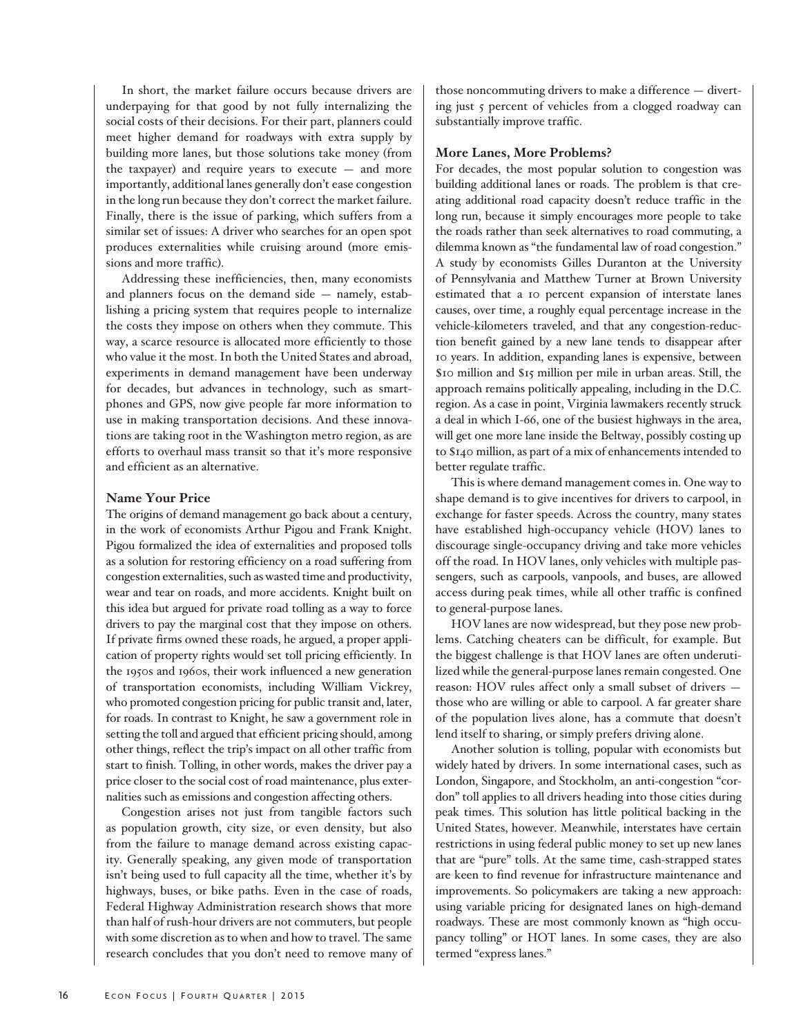In short, the market failure occurs because drivers are underpaying for that good by not fully internalizing the social costs of their decisions. For their part, planners could meet higher demand for roadways with extra supply by building more lanes, but those solutions take money (from the taxpayer) and require years to execute — and more importantly, additional lanes generally don't ease congestion in the long run because they don't correct the market failure. Finally, there is the issue of parking, which suffers from a similar set of issues: A driver who searches for an open spot produces externalities while cruising around (more emissions and more traffic).

Addressing these inefficiencies, then, many economists and planners focus on the demand side — namely, establishing a pricing system that requires people to internalize the costs they impose on others when they commute. This way, a scarce resource is allocated more efficiently to those who value it the most. In both the United States and abroad, experiments in demand management have been underway for decades, but advances in technology, such as smartphones and GPS, now give people far more information to use in making transportation decisions. And these innovations are taking root in the Washington metro region, as are efforts to overhaul mass transit so that it's more responsive and efficient as an alternative.

### Name Your Price

The origins of demand management go back about a century, in the work of economists Arthur Pigou and Frank Knight. Pigou formalized the idea of externalities and proposed tolls as a solution for restoring efficiency on a road suffering from congestion externalities, such as wasted time and productivity, wear and tear on roads, and more accidents. Knight built on this idea but argued for private road tolling as a way to force drivers to pay the marginal cost that they impose on others. If private firms owned these roads, he argued, a proper application of property rights would set toll pricing efficiently. In the 1950s and 1960s, their work influenced a new generation of transportation economists, including William Vickrey, who promoted congestion pricing for public transit and, later, for roads. In contrast to Knight, he saw a government role in setting the toll and argued that efficient pricing should, among other things, reflect the trip's impact on all other traffic from start to finish. Tolling, in other words, makes the driver pay a price closer to the social cost of road maintenance, plus externalities such as emissions and congestion affecting others.

Congestion arises not just from tangible factors such as population growth, city size, or even density, but also from the failure to manage demand across existing capacity. Generally speaking, any given mode of transportation isn't being used to full capacity all the time, whether it's by highways, buses, or bike paths. Even in the case of roads, Federal Highway Administration research shows that more than half of rush-hour drivers are not commuters, but people with some discretion as to when and how to travel. The same research concludes that you don't need to remove many of those noncommuting drivers to make a difference — diverting just 5 percent of vehicles from a clogged roadway can substantially improve traffic.

### More Lanes, More Problems?

For decades, the most popular solution to congestion was building additional lanes or roads. The problem is that creating additional road capacity doesn't reduce traffic in the long run, because it simply encourages more people to take the roads rather than seek alternatives to road commuting, a dilemma known as "the fundamental law of road congestion." A study by economists Gilles Duranton at the University of Pennsylvania and Matthew Turner at Brown University estimated that a 10 percent expansion of interstate lanes causes, over time, a roughly equal percentage increase in the vehicle-kilometers traveled, and that any congestion-reduction benefit gained by a new lane tends to disappear after 10 years. In addition, expanding lanes is expensive, between $10 million and $15 million per mile in urban areas. Still, the approach remains politically appealing, including in the D.C. region. As a case in point, Virginia lawmakers recently struck a deal in which I-66, one of the busiest highways in the area, will get one more lane inside the Beltway, possibly costing up to $140 million, as part of a mix of enhancements intended to better regulate traffic.

This is where demand management comes in. One way to shape demand is to give incentives for drivers to carpool, in exchange for faster speeds. Across the country, many states have established high-occupancy vehicle (HOV) lanes to discourage single-occupancy driving and take more vehicles off the road. In HOV lanes, only vehicles with multiple passengers, such as carpools, vanpools, and buses, are allowed access during peak times, while all other traffic is confined to general-purpose lanes.

HOV lanes are now widespread, but they pose new problems. Catching cheaters can be difficult, for example. But the biggest challenge is that HOV lanes are often underutilized while the general-purpose lanes remain congested. One reason: HOV rules affect only a small subset of drivers — those who are willing or able to carpool. A far greater share of the population lives alone, has a commute that doesn't lend itself to sharing, or simply prefers driving alone.

Another solution is tolling, popular with economists but widely hated by drivers. In some international cases, such as London, Singapore, and Stockholm, an anti-congestion "cordon" toll applies to all drivers heading into those cities during peak times. This solution has little political backing in the United States, however. Meanwhile, interstates have certain restrictions in using federal public money to set up new lanes that are "pure" tolls. At the same time, cash-strapped states are keen to find revenue for infrastructure maintenance and improvements. So policymakers are taking a new approach: using variable pricing for designated lanes on high-demand roadways. These are most commonly known as "high occupancy tolling" or HOT lanes. In some cases, they are also termed "express lanes."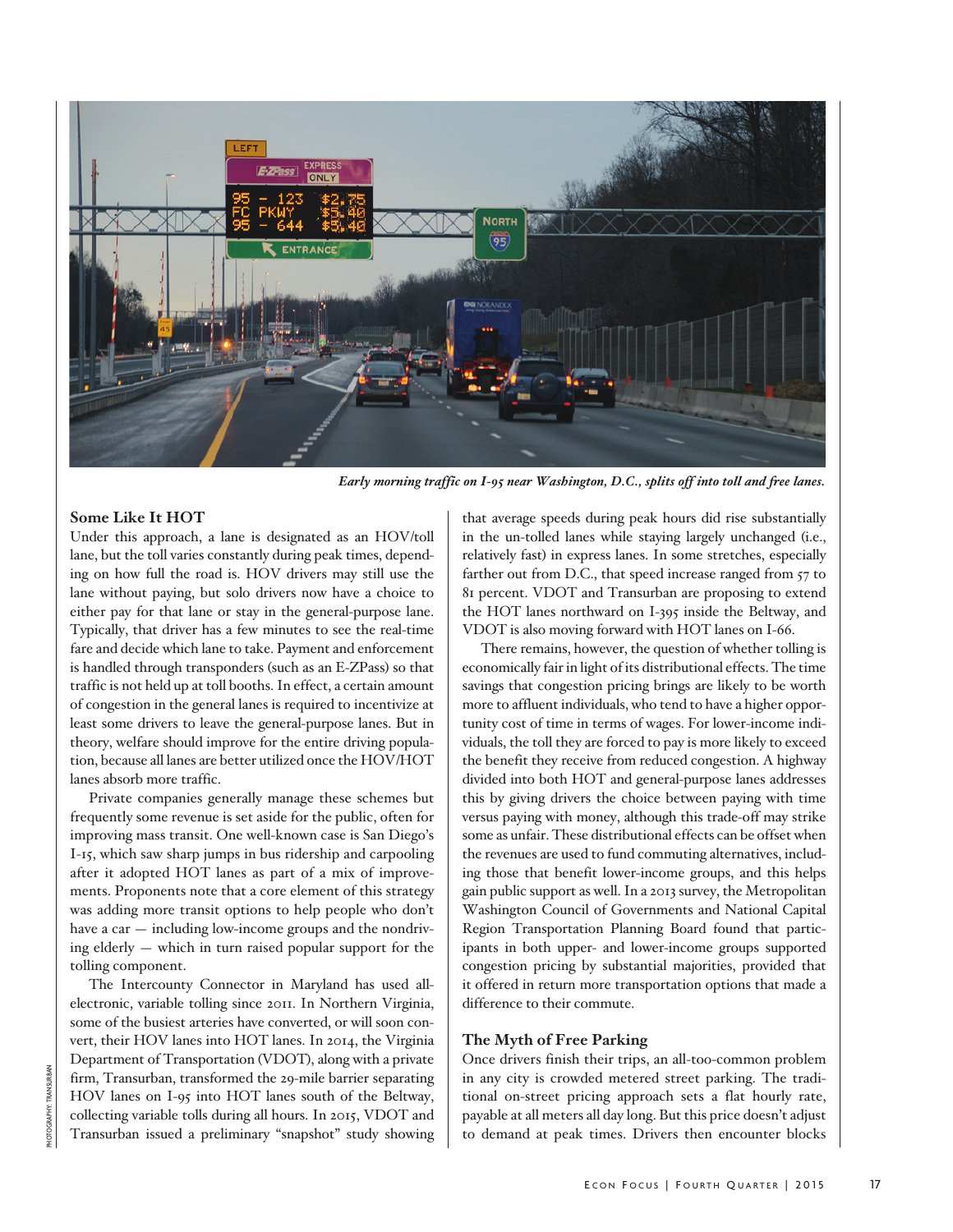*Early morning traffic on I-95 near Washington, D.C., splits off into toll and free lanes.*

### Some Like It HOT

Under this approach, a lane is designated as an HOV/toll lane, but the toll varies constantly during peak times, depending on how full the road is. HOV drivers may still use the lane without paying, but solo drivers now have a choice to either pay for that lane or stay in the general-purpose lane. Typically, that driver has a few minutes to see the real-time fare and decide which lane to take. Payment and enforcement is handled through transponders (such as an E-ZPass) so that traffic is not held up at toll booths. In effect, a certain amount of congestion in the general lanes is required to incentivize at least some drivers to leave the general-purpose lanes. But in theory, welfare should improve for the entire driving population, because all lanes are better utilized once the HOV/HOT lanes absorb more traffic.

Private companies generally manage these schemes but frequently some revenue is set aside for the public, often for improving mass transit. One well-known case is San Diego's I-15, which saw sharp jumps in bus ridership and carpooling after it adopted HOT lanes as part of a mix of improvements. Proponents note that a core element of this strategy was adding more transit options to help people who don't have a car — including low-income groups and the nondriving elderly — which in turn raised popular support for the tolling component.

The Intercounty Connector in Maryland has used all-electronic, variable tolling since 2011. In Northern Virginia, some of the busiest arteries have converted, or will soon convert, their HOV lanes into HOT lanes. In 2014, the Virginia Department of Transportation (VDOT), along with a private firm, Transurban, transformed the 29-mile barrier separating HOV lanes on I-95 into HOT lanes south of the Beltway, collecting variable tolls during all hours. In 2015, VDOT and Transurban issued a preliminary "snapshot" study showing that average speeds during peak hours did rise substantially in the un-tolled lanes while staying largely unchanged (i.e., relatively fast) in express lanes. In some stretches, especially farther out from D.C., that speed increase ranged from 57 to 81 percent. VDOT and Transurban are proposing to extend the HOT lanes northward on I-395 inside the Beltway, and VDOT is also moving forward with HOT lanes on I-66.

There remains, however, the question of whether tolling is economically fair in light of its distributional effects. The time savings that congestion pricing brings are likely to be worth more to affluent individuals, who tend to have a higher opportunity cost of time in terms of wages. For lower-income individuals, the toll they are forced to pay is more likely to exceed the benefit they receive from reduced congestion. A highway divided into both HOT and general-purpose lanes addresses this by giving drivers the choice between paying with time versus paying with money, although this trade-off may strike some as unfair. These distributional effects can be offset when the revenues are used to fund commuting alternatives, including those that benefit lower-income groups, and this helps gain public support as well. In a 2013 survey, the Metropolitan Washington Council of Governments and National Capital Region Transportation Planning Board found that participants in both upper- and lower-income groups supported congestion pricing by substantial majorities, provided that it offered in return more transportation options that made a difference to their commute.

### The Myth of Free Parking

Once drivers finish their trips, an all-too-common problem in any city is crowded metered street parking. The traditional on-street pricing approach sets a flat hourly rate, payable at all meters all day long. But this price doesn't adjust to demand at peak times. Drivers then encounter blocks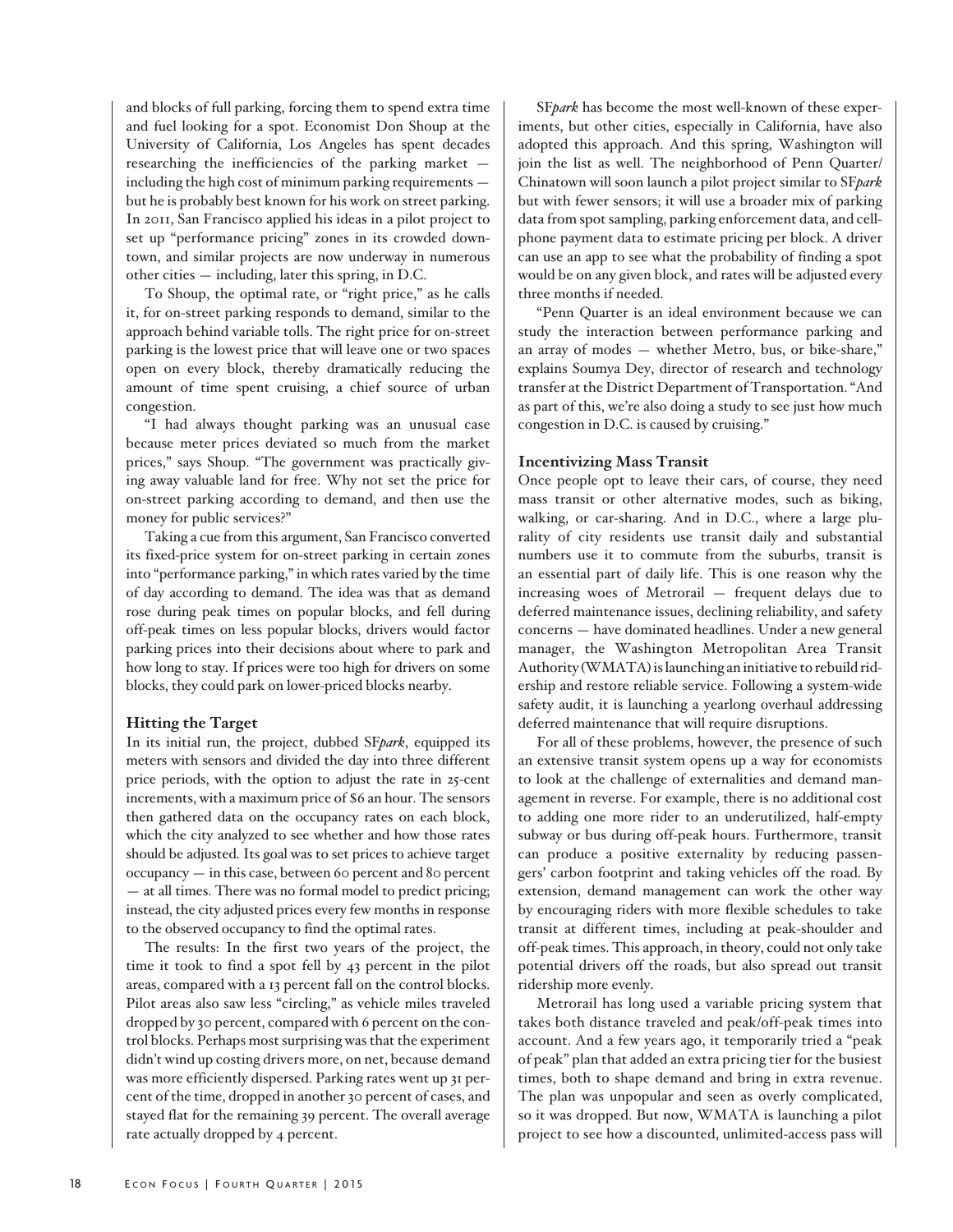and blocks of full parking, forcing them to spend extra time and fuel looking for a spot. Economist Don Shoup at the University of California, Los Angeles has spent decades researching the inefficiencies of the parking market — including the high cost of minimum parking requirements — but he is probably best known for his work on street parking. In 2011, San Francisco applied his ideas in a pilot project to set up "performance pricing" zones in its crowded downtown, and similar projects are now underway in numerous other cities — including, later this spring, in D.C.

To Shoup, the optimal rate, or "right price," as he calls it, for on-street parking responds to demand, similar to the approach behind variable tolls. The right price for on-street parking is the lowest price that will leave one or two spaces open on every block, thereby dramatically reducing the amount of time spent cruising, a chief source of urban congestion.

"I had always thought parking was an unusual case because meter prices deviated so much from the market prices," says Shoup. "The government was practically giving away valuable land for free. Why not set the price for on-street parking according to demand, and then use the money for public services?"

Taking a cue from this argument, San Francisco converted its fixed-price system for on-street parking in certain zones into "performance parking," in which rates varied by the time of day according to demand. The idea was that as demand rose during peak times on popular blocks, and fell during off-peak times on less popular blocks, drivers would factor parking prices into their decisions about where to park and how long to stay. If prices were too high for drivers on some blocks, they could park on lower-priced blocks nearby.

### Hitting the Target

In its initial run, the project, dubbed SF*park*, equipped its meters with sensors and divided the day into three different price periods, with the option to adjust the rate in 25-cent increments, with a maximum price of $6 an hour. The sensors then gathered data on the occupancy rates on each block, which the city analyzed to see whether and how those rates should be adjusted. Its goal was to set prices to achieve target occupancy — in this case, between 60 percent and 80 percent — at all times. There was no formal model to predict pricing; instead, the city adjusted prices every few months in response to the observed occupancy to find the optimal rates.

The results: In the first two years of the project, the time it took to find a spot fell by 43 percent in the pilot areas, compared with a 13 percent fall on the control blocks. Pilot areas also saw less "circling," as vehicle miles traveled dropped by 30 percent, compared with 6 percent on the control blocks. Perhaps most surprising was that the experiment didn't wind up costing drivers more, on net, because demand was more efficiently dispersed. Parking rates went up 31 percent of the time, dropped in another 30 percent of cases, and stayed flat for the remaining 39 percent. The overall average rate actually dropped by 4 percent.

SF*park* has become the most well-known of these experiments, but other cities, especially in California, have also adopted this approach. And this spring, Washington will join the list as well. The neighborhood of Penn Quarter/Chinatown will soon launch a pilot project similar to SF*park* but with fewer sensors; it will use a broader mix of parking data from spot sampling, parking enforcement data, and cellphone payment data to estimate pricing per block. A driver can use an app to see what the probability of finding a spot would be on any given block, and rates will be adjusted every three months if needed.

"Penn Quarter is an ideal environment because we can study the interaction between performance parking and an array of modes — whether Metro, bus, or bike-share," explains Soumya Dey, director of research and technology transfer at the District Department of Transportation. "And as part of this, we're also doing a study to see just how much congestion in D.C. is caused by cruising."

### Incentivizing Mass Transit

Once people opt to leave their cars, of course, they need mass transit or other alternative modes, such as biking, walking, or car-sharing. And in D.C., where a large plurality of city residents use transit daily and substantial numbers use it to commute from the suburbs, transit is an essential part of daily life. This is one reason why the increasing woes of Metrorail — frequent delays due to deferred maintenance issues, declining reliability, and safety concerns — have dominated headlines. Under a new general manager, the Washington Metropolitan Area Transit Authority (WMATA) is launching an initiative to rebuild ridership and restore reliable service. Following a system-wide safety audit, it is launching a yearlong overhaul addressing deferred maintenance that will require disruptions.

For all of these problems, however, the presence of such an extensive transit system opens up a way for economists to look at the challenge of externalities and demand management in reverse. For example, there is no additional cost to adding one more rider to an underutilized, half-empty subway or bus during off-peak hours. Furthermore, transit can produce a positive externality by reducing passengers' carbon footprint and taking vehicles off the road. By extension, demand management can work the other way by encouraging riders with more flexible schedules to take transit at different times, including at peak-shoulder and off-peak times. This approach, in theory, could not only take potential drivers off the roads, but also spread out transit ridership more evenly.

Metrorail has long used a variable pricing system that takes both distance traveled and peak/off-peak times into account. And a few years ago, it temporarily tried a "peak of peak" plan that added an extra pricing tier for the busiest times, both to shape demand and bring in extra revenue. The plan was unpopular and seen as overly complicated, so it was dropped. But now, WMATA is launching a pilot project to see how a discounted, unlimited-access pass will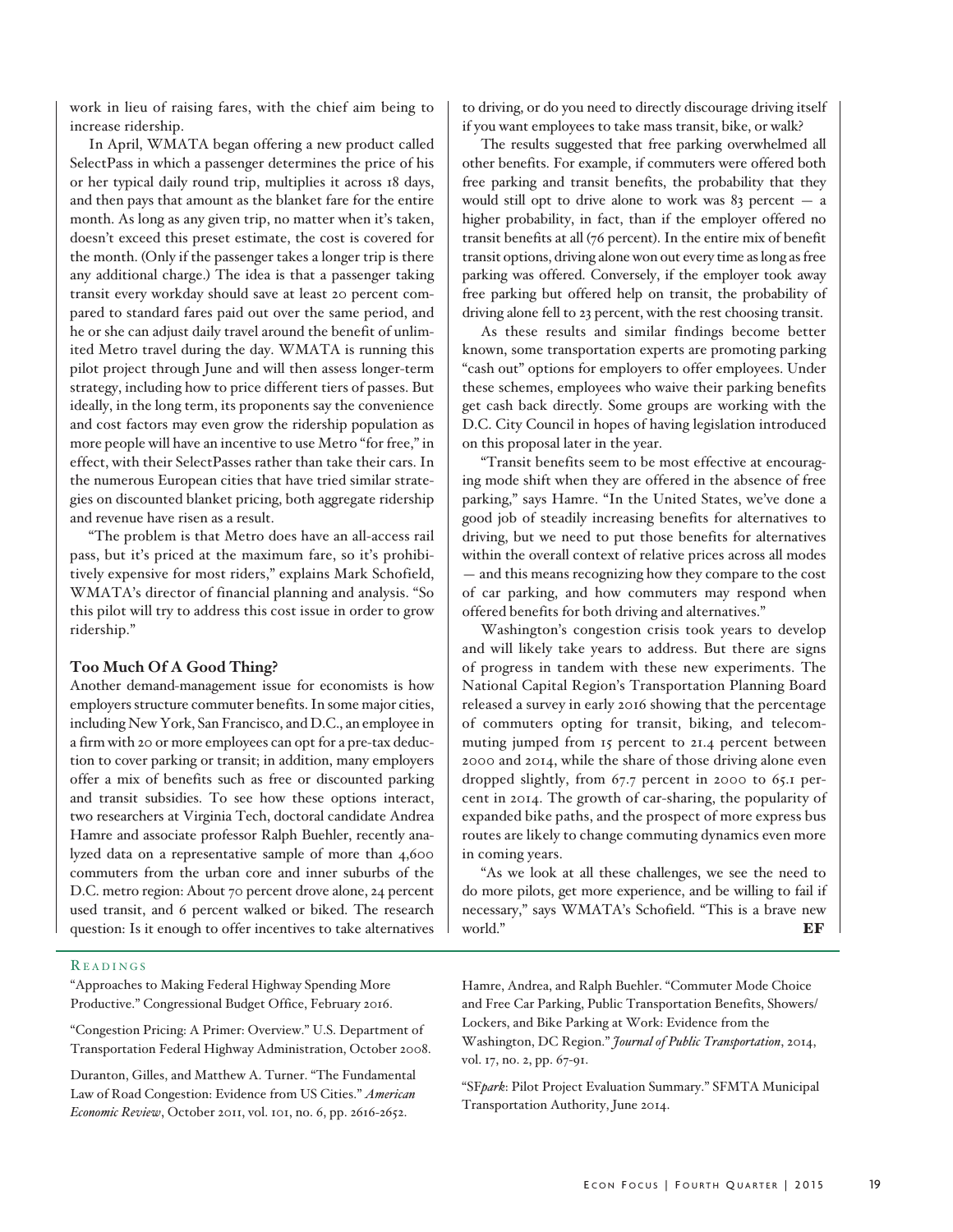work in lieu of raising fares, with the chief aim being to increase ridership.

In April, WMATA began offering a new product called SelectPass in which a passenger determines the price of his or her typical daily round trip, multiplies it across 18 days, and then pays that amount as the blanket fare for the entire month. As long as any given trip, no matter when it's taken, doesn't exceed this preset estimate, the cost is covered for the month. (Only if the passenger takes a longer trip is there any additional charge.) The idea is that a passenger taking transit every workday should save at least 20 percent compared to standard fares paid out over the same period, and he or she can adjust daily travel around the benefit of unlimited Metro travel during the day. WMATA is running this pilot project through June and will then assess longer-term strategy, including how to price different tiers of passes. But ideally, in the long term, its proponents say the convenience and cost factors may even grow the ridership population as more people will have an incentive to use Metro "for free," in effect, with their SelectPasses rather than take their cars. In the numerous European cities that have tried similar strategies on discounted blanket pricing, both aggregate ridership and revenue have risen as a result.

"The problem is that Metro does have an all-access rail pass, but it's priced at the maximum fare, so it's prohibitively expensive for most riders," explains Mark Schofield, WMATA's director of financial planning and analysis. "So this pilot will try to address this cost issue in order to grow ridership."

### Too Much Of A Good Thing?

Another demand-management issue for economists is how employers structure commuter benefits. In some major cities, including New York, San Francisco, and D.C., an employee in a firm with 20 or more employees can opt for a pre-tax deduction to cover parking or transit; in addition, many employers offer a mix of benefits such as free or discounted parking and transit subsidies. To see how these options interact, two researchers at Virginia Tech, doctoral candidate Andrea Hamre and associate professor Ralph Buehler, recently analyzed data on a representative sample of more than 4,600 commuters from the urban core and inner suburbs of the D.C. metro region: About 70 percent drove alone, 24 percent used transit, and 6 percent walked or biked. The research question: Is it enough to offer incentives to take alternatives to driving, or do you need to directly discourage driving itself if you want employees to take mass transit, bike, or walk?

The results suggested that free parking overwhelmed all other benefits. For example, if commuters were offered both free parking and transit benefits, the probability that they would still opt to drive alone to work was 83 percent — a higher probability, in fact, than if the employer offered no transit benefits at all (76 percent). In the entire mix of benefit transit options, driving alone won out every time as long as free parking was offered. Conversely, if the employer took away free parking but offered help on transit, the probability of driving alone fell to 23 percent, with the rest choosing transit.

As these results and similar findings become better known, some transportation experts are promoting parking "cash out" options for employers to offer employees. Under these schemes, employees who waive their parking benefits get cash back directly. Some groups are working with the D.C. City Council in hopes of having legislation introduced on this proposal later in the year.

"Transit benefits seem to be most effective at encouraging mode shift when they are offered in the absence of free parking," says Hamre. "In the United States, we've done a good job of steadily increasing benefits for alternatives to driving, but we need to put those benefits for alternatives within the overall context of relative prices across all modes — and this means recognizing how they compare to the cost of car parking, and how commuters may respond when offered benefits for both driving and alternatives."

Washington's congestion crisis took years to develop and will likely take years to address. But there are signs of progress in tandem with these new experiments. The National Capital Region's Transportation Planning Board released a survey in early 2016 showing that the percentage of commuters opting for transit, biking, and telecommuting jumped from 15 percent to 21.4 percent between 2000 and 2014, while the share of those driving alone even dropped slightly, from 67.7 percent in 2000 to 65.1 percent in 2014. The growth of car-sharing, the popularity of expanded bike paths, and the prospect of more express bus routes are likely to change commuting dynamics even more in coming years.

"As we look at all these challenges, we see the need to do more pilots, get more experience, and be willing to fail if necessary," says WMATA's Schofield. "This is a brave new world." **EF**

### Readings

"Approaches to Making Federal Highway Spending More Productive." Congressional Budget Office, February 2016.

"Congestion Pricing: A Primer: Overview." U.S. Department of Transportation Federal Highway Administration, October 2008.

Duranton, Gilles, and Matthew A. Turner. "The Fundamental Law of Road Congestion: Evidence from US Cities." *American Economic Review*, October 2011, vol. 101, no. 6, pp. 2616-2652.

Hamre, Andrea, and Ralph Buehler. "Commuter Mode Choice and Free Car Parking, Public Transportation Benefits, Showers/Lockers, and Bike Parking at Work: Evidence from the Washington, DC Region." *Journal of Public Transportation*, 2014, vol. 17, no. 2, pp. 67-91.

"SF*park*: Pilot Project Evaluation Summary." SFMTA Municipal Transportation Authority, June 2014.